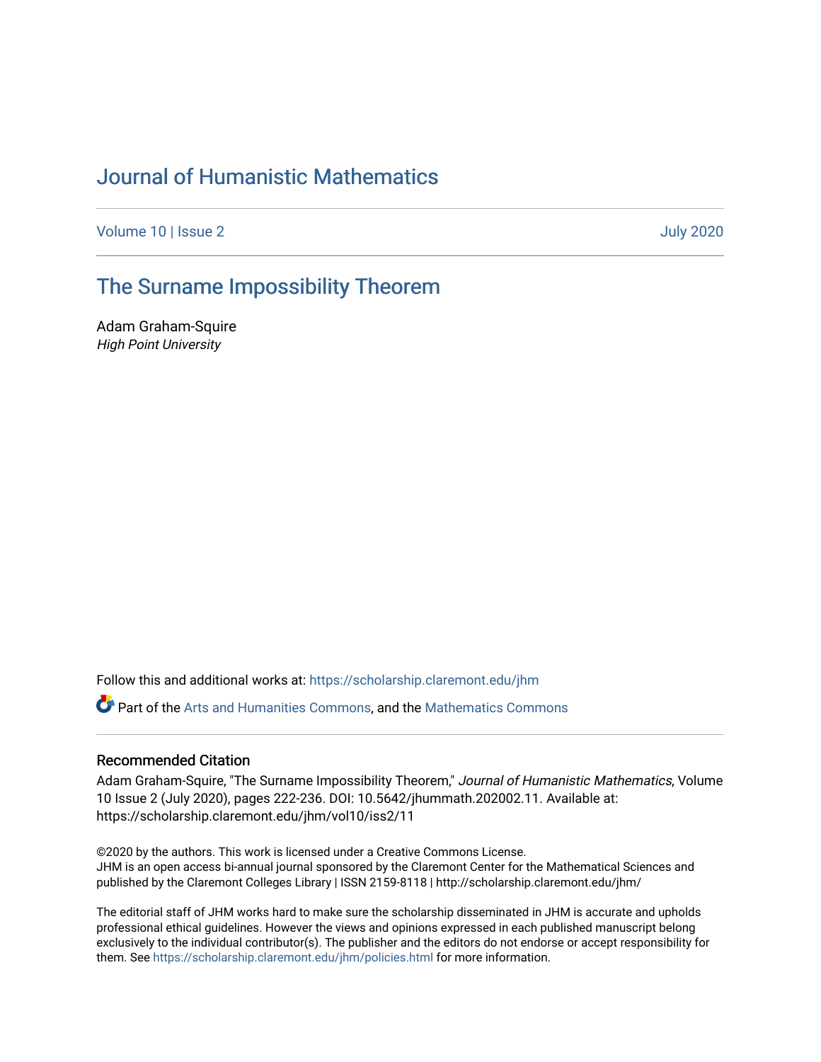# Journal of Humanistic Mathematics

Volume 10 | Issue 2 July 2020

## The Surname Impossibility Theorem

Adam Graham-Squire
*High Point University*

Follow this and additional works at: https://scholarship.claremont.edu/jhm

Part of the Arts and Humanities Commons, and the Mathematics Commons

### Recommended Citation

Adam Graham-Squire, "The Surname Impossibility Theorem," *Journal of Humanistic Mathematics*, Volume 10 Issue 2 (July 2020), pages 222-236. DOI: 10.5642/jhummath.202002.11. Available at: https://scholarship.claremont.edu/jhm/vol10/iss2/11

©2020 by the authors. This work is licensed under a Creative Commons License.
JHM is an open access bi-annual journal sponsored by the Claremont Center for the Mathematical Sciences and published by the Claremont Colleges Library | ISSN 2159-8118 | http://scholarship.claremont.edu/jhm/

The editorial staff of JHM works hard to make sure the scholarship disseminated in JHM is accurate and upholds professional ethical guidelines. However the views and opinions expressed in each published manuscript belong exclusively to the individual contributor(s). The publisher and the editors do not endorse or accept responsibility for them. See https://scholarship.claremont.edu/jhm/policies.html for more information.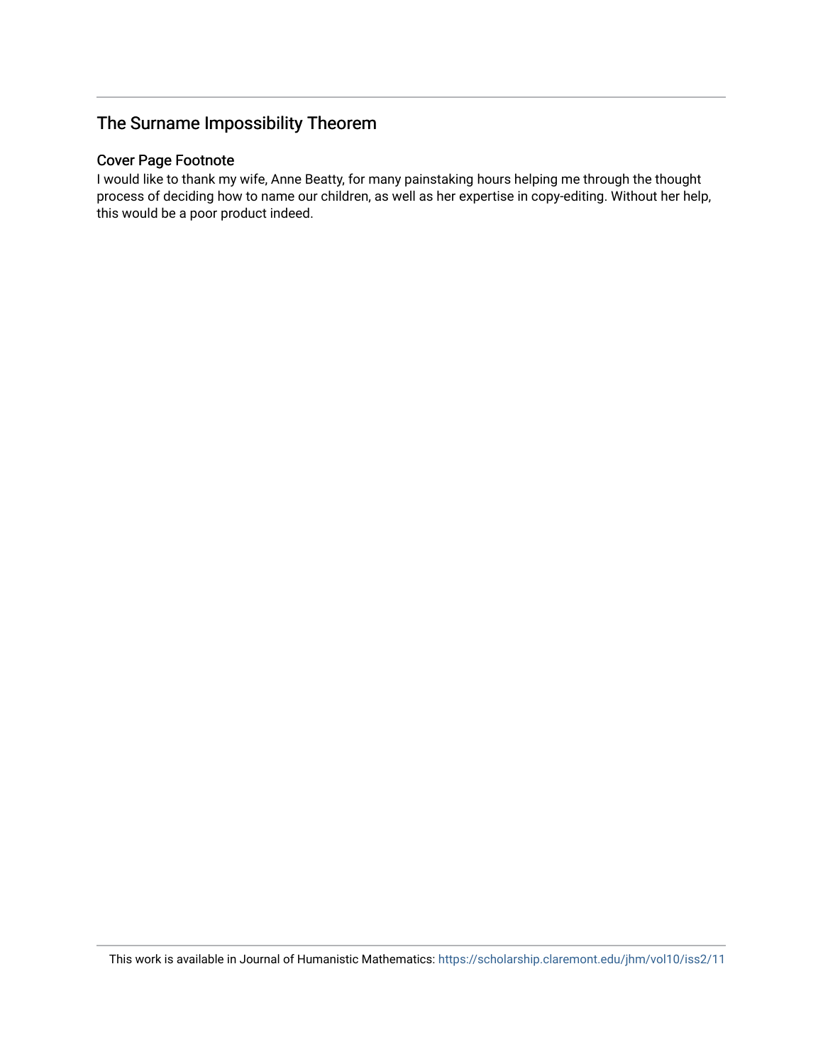## The Surname Impossibility Theorem

### Cover Page Footnote

I would like to thank my wife, Anne Beatty, for many painstaking hours helping me through the thought process of deciding how to name our children, as well as her expertise in copy-editing. Without her help, this would be a poor product indeed.

This work is available in Journal of Humanistic Mathematics: https://scholarship.claremont.edu/jhm/vol10/iss2/11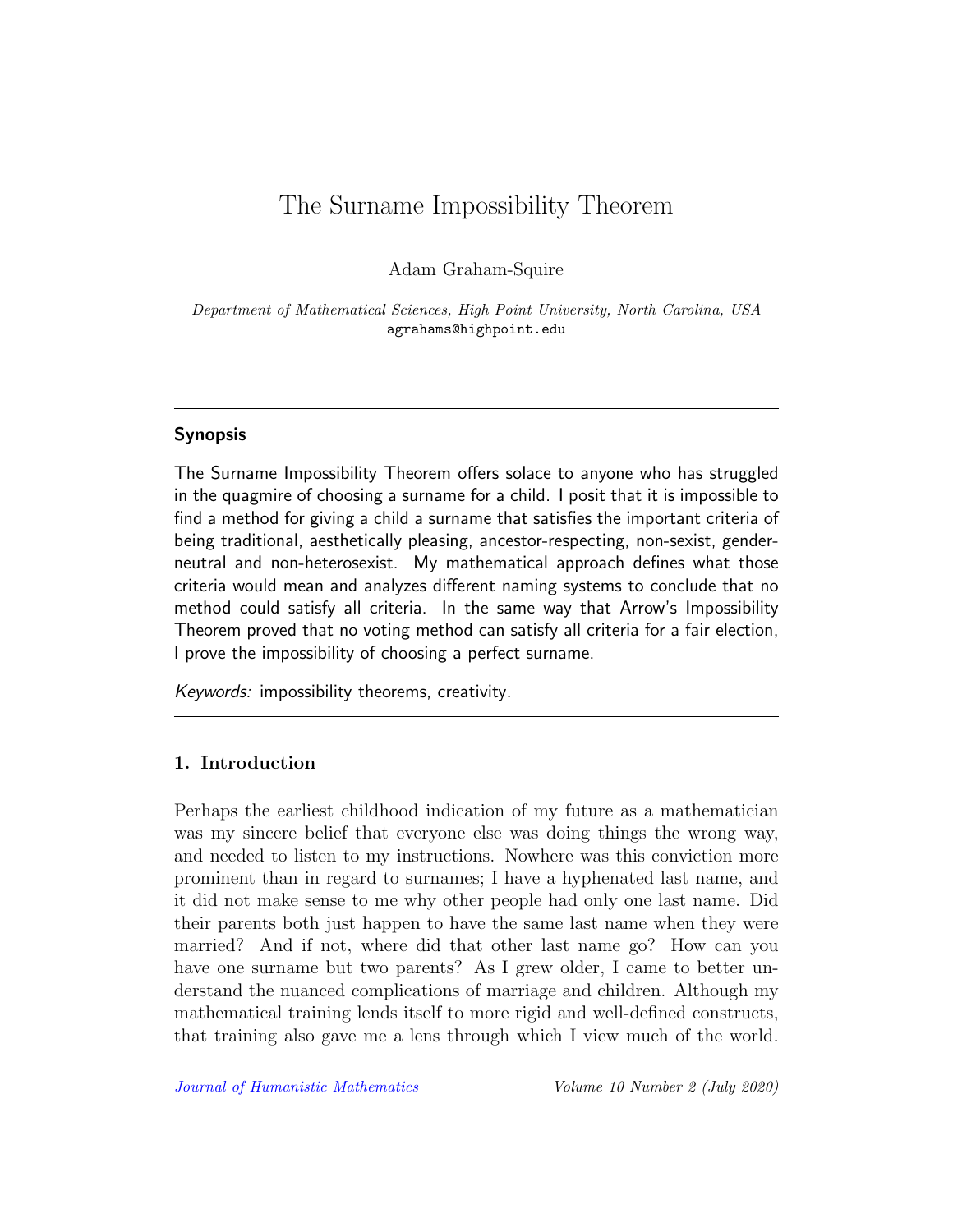# The Surname Impossibility Theorem

Adam Graham-Squire

*Department of Mathematical Sciences, High Point University, North Carolina, USA*
agrahams@highpoint.edu

---

### Synopsis

The Surname Impossibility Theorem offers solace to anyone who has struggled in the quagmire of choosing a surname for a child. I posit that it is impossible to find a method for giving a child a surname that satisfies the important criteria of being traditional, aesthetically pleasing, ancestor-respecting, non-sexist, gender-neutral and non-heterosexist. My mathematical approach defines what those criteria would mean and analyzes different naming systems to conclude that no method could satisfy all criteria. In the same way that Arrow's Impossibility Theorem proved that no voting method can satisfy all criteria for a fair election, I prove the impossibility of choosing a perfect surname.

*Keywords:* impossibility theorems, creativity.

---

## 1. Introduction

Perhaps the earliest childhood indication of my future as a mathematician was my sincere belief that everyone else was doing things the wrong way, and needed to listen to my instructions. Nowhere was this conviction more prominent than in regard to surnames; I have a hyphenated last name, and it did not make sense to me why other people had only one last name. Did their parents both just happen to have the same last name when they were married? And if not, where did that other last name go? How can you have one surname but two parents? As I grew older, I came to better understand the nuanced complications of marriage and children. Although my mathematical training lends itself to more rigid and well-defined constructs, that training also gave me a lens through which I view much of the world.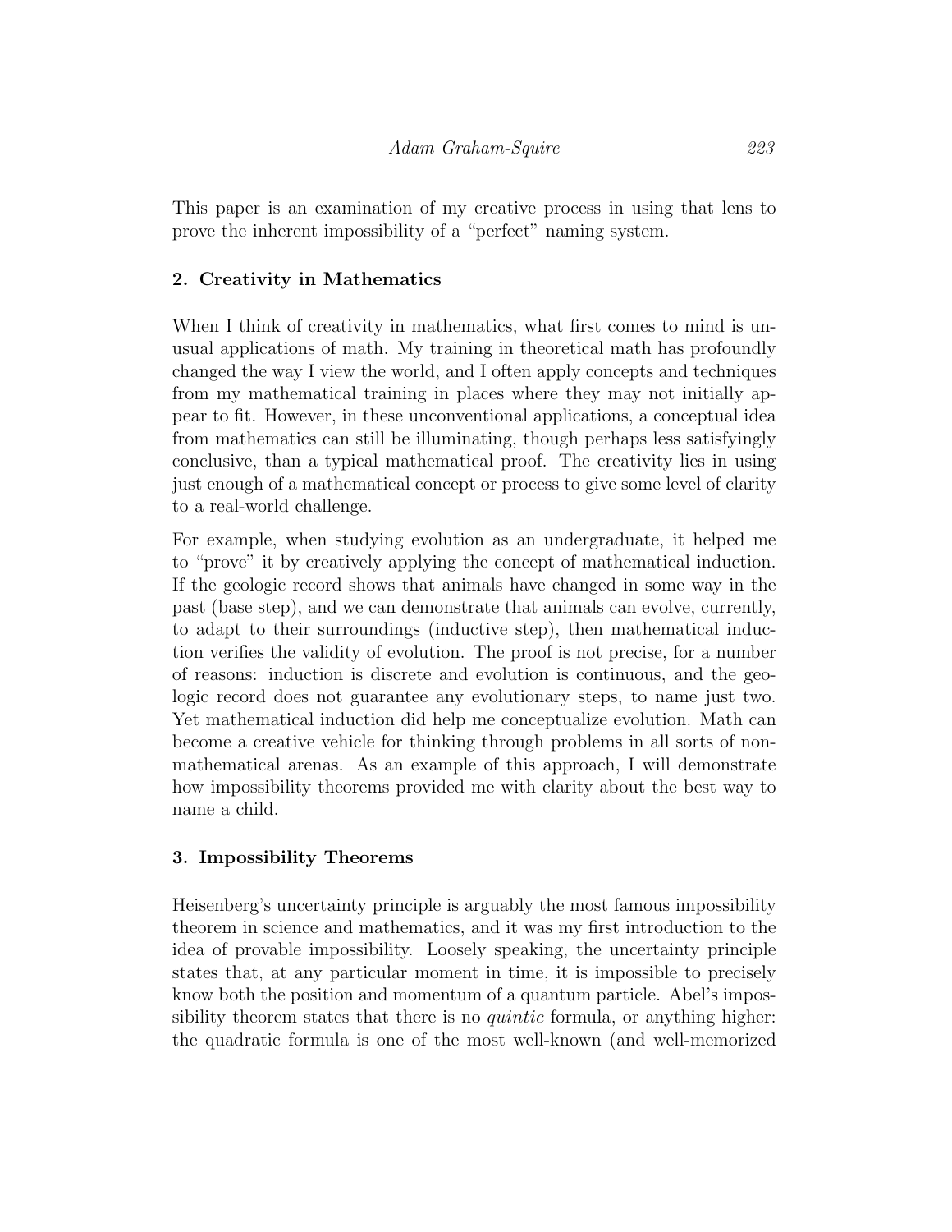This paper is an examination of my creative process in using that lens to prove the inherent impossibility of a "perfect" naming system.

## 2. Creativity in Mathematics

When I think of creativity in mathematics, what first comes to mind is unusual applications of math. My training in theoretical math has profoundly changed the way I view the world, and I often apply concepts and techniques from my mathematical training in places where they may not initially appear to fit. However, in these unconventional applications, a conceptual idea from mathematics can still be illuminating, though perhaps less satisfyingly conclusive, than a typical mathematical proof. The creativity lies in using just enough of a mathematical concept or process to give some level of clarity to a real-world challenge.

For example, when studying evolution as an undergraduate, it helped me to "prove" it by creatively applying the concept of mathematical induction. If the geologic record shows that animals have changed in some way in the past (base step), and we can demonstrate that animals can evolve, currently, to adapt to their surroundings (inductive step), then mathematical induction verifies the validity of evolution. The proof is not precise, for a number of reasons: induction is discrete and evolution is continuous, and the geologic record does not guarantee any evolutionary steps, to name just two. Yet mathematical induction did help me conceptualize evolution. Math can become a creative vehicle for thinking through problems in all sorts of non-mathematical arenas. As an example of this approach, I will demonstrate how impossibility theorems provided me with clarity about the best way to name a child.

## 3. Impossibility Theorems

Heisenberg's uncertainty principle is arguably the most famous impossibility theorem in science and mathematics, and it was my first introduction to the idea of provable impossibility. Loosely speaking, the uncertainty principle states that, at any particular moment in time, it is impossible to precisely know both the position and momentum of a quantum particle. Abel's impossibility theorem states that there is no *quintic* formula, or anything higher: the quadratic formula is one of the most well-known (and well-memorized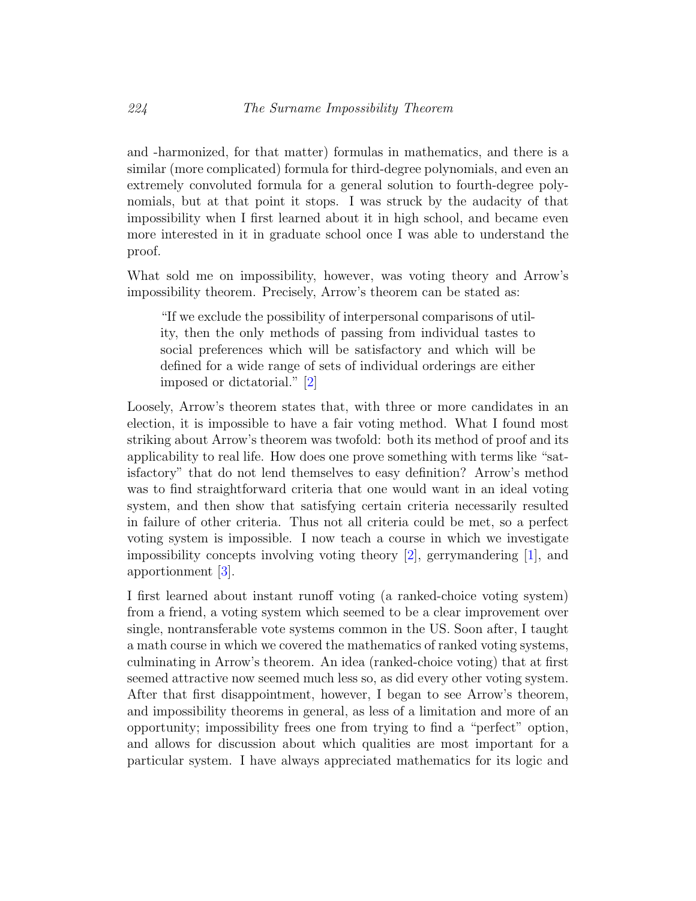and -harmonized, for that matter) formulas in mathematics, and there is a similar (more complicated) formula for third-degree polynomials, and even an extremely convoluted formula for a general solution to fourth-degree polynomials, but at that point it stops. I was struck by the audacity of that impossibility when I first learned about it in high school, and became even more interested in it in graduate school once I was able to understand the proof.

What sold me on impossibility, however, was voting theory and Arrow's impossibility theorem. Precisely, Arrow's theorem can be stated as:

> "If we exclude the possibility of interpersonal comparisons of utility, then the only methods of passing from individual tastes to social preferences which will be satisfactory and which will be defined for a wide range of sets of individual orderings are either imposed or dictatorial." [2]

Loosely, Arrow's theorem states that, with three or more candidates in an election, it is impossible to have a fair voting method. What I found most striking about Arrow's theorem was twofold: both its method of proof and its applicability to real life. How does one prove something with terms like "satisfactory" that do not lend themselves to easy definition? Arrow's method was to find straightforward criteria that one would want in an ideal voting system, and then show that satisfying certain criteria necessarily resulted in failure of other criteria. Thus not all criteria could be met, so a perfect voting system is impossible. I now teach a course in which we investigate impossibility concepts involving voting theory [2], gerrymandering [1], and apportionment [3].

I first learned about instant runoff voting (a ranked-choice voting system) from a friend, a voting system which seemed to be a clear improvement over single, nontransferable vote systems common in the US. Soon after, I taught a math course in which we covered the mathematics of ranked voting systems, culminating in Arrow's theorem. An idea (ranked-choice voting) that at first seemed attractive now seemed much less so, as did every other voting system. After that first disappointment, however, I began to see Arrow's theorem, and impossibility theorems in general, as less of a limitation and more of an opportunity; impossibility frees one from trying to find a "perfect" option, and allows for discussion about which qualities are most important for a particular system. I have always appreciated mathematics for its logic and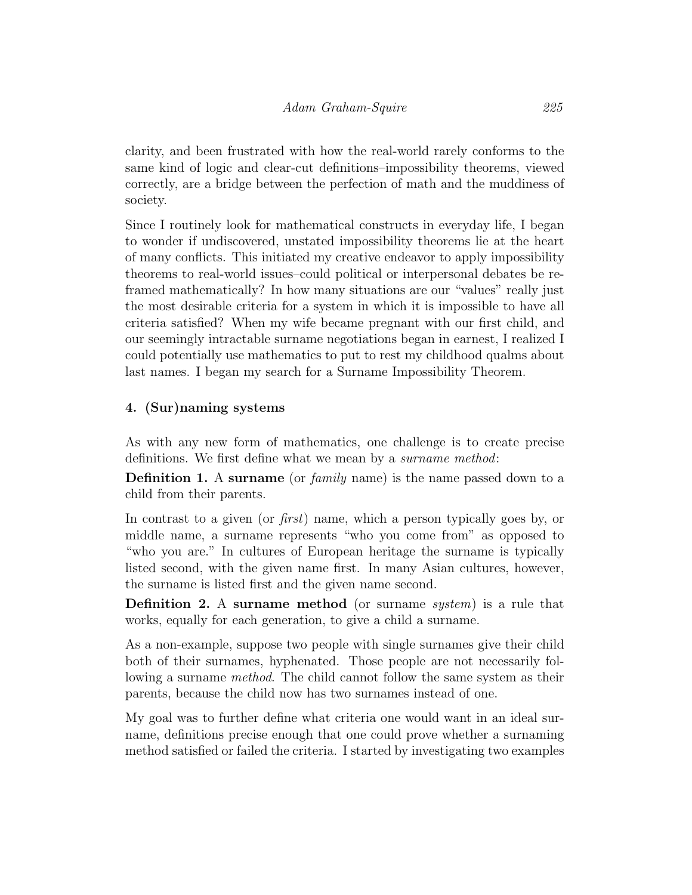clarity, and been frustrated with how the real-world rarely conforms to the same kind of logic and clear-cut definitions–impossibility theorems, viewed correctly, are a bridge between the perfection of math and the muddiness of society.

Since I routinely look for mathematical constructs in everyday life, I began to wonder if undiscovered, unstated impossibility theorems lie at the heart of many conflicts. This initiated my creative endeavor to apply impossibility theorems to real-world issues–could political or interpersonal debates be reframed mathematically? In how many situations are our "values" really just the most desirable criteria for a system in which it is impossible to have all criteria satisfied? When my wife became pregnant with our first child, and our seemingly intractable surname negotiations began in earnest, I realized I could potentially use mathematics to put to rest my childhood qualms about last names. I began my search for a Surname Impossibility Theorem.

## 4. (Sur)naming systems

As with any new form of mathematics, one challenge is to create precise definitions. We first define what we mean by a *surname method*:

**Definition 1.** A **surname** (or *family* name) is the name passed down to a child from their parents.

In contrast to a given (or *first*) name, which a person typically goes by, or middle name, a surname represents "who you come from" as opposed to "who you are." In cultures of European heritage the surname is typically listed second, with the given name first. In many Asian cultures, however, the surname is listed first and the given name second.

**Definition 2.** A **surname method** (or surname *system*) is a rule that works, equally for each generation, to give a child a surname.

As a non-example, suppose two people with single surnames give their child both of their surnames, hyphenated. Those people are not necessarily following a surname *method*. The child cannot follow the same system as their parents, because the child now has two surnames instead of one.

My goal was to further define what criteria one would want in an ideal surname, definitions precise enough that one could prove whether a surnaming method satisfied or failed the criteria. I started by investigating two examples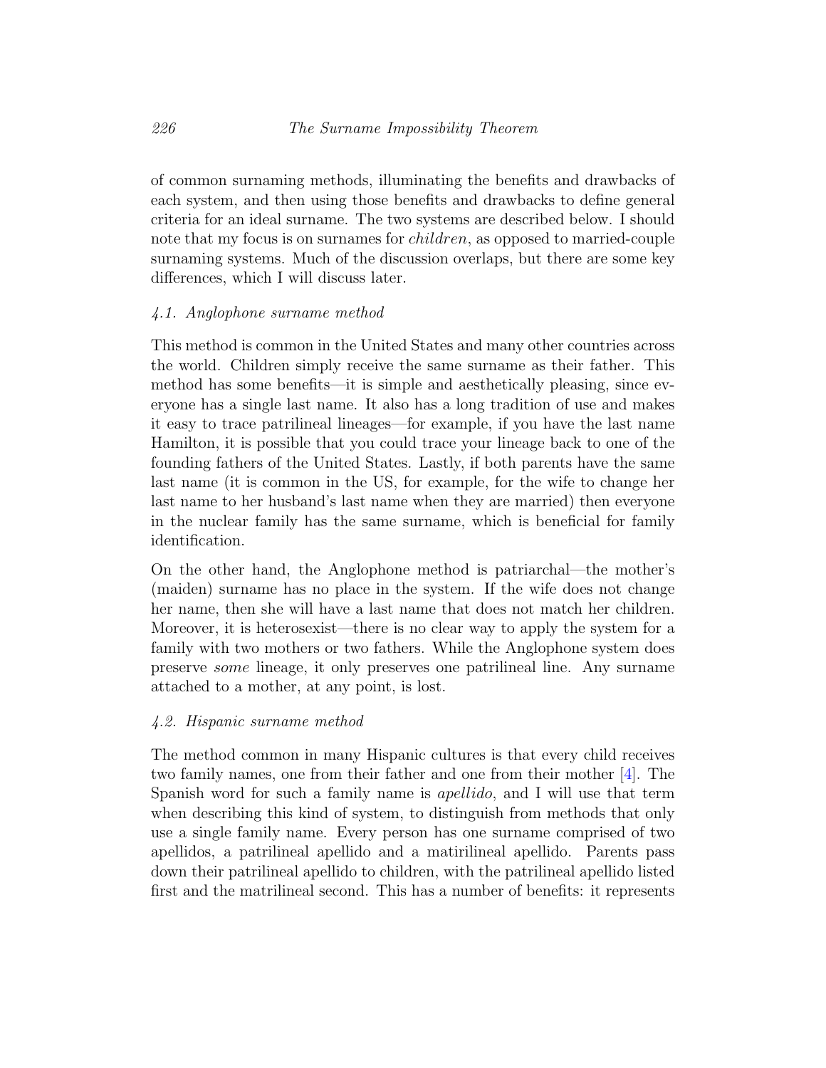of common surnaming methods, illuminating the benefits and drawbacks of each system, and then using those benefits and drawbacks to define general criteria for an ideal surname. The two systems are described below. I should note that my focus is on surnames for *children*, as opposed to married-couple surnaming systems. Much of the discussion overlaps, but there are some key differences, which I will discuss later.

### *4.1. Anglophone surname method*

This method is common in the United States and many other countries across the world. Children simply receive the same surname as their father. This method has some benefits—it is simple and aesthetically pleasing, since everyone has a single last name. It also has a long tradition of use and makes it easy to trace patrilineal lineages—for example, if you have the last name Hamilton, it is possible that you could trace your lineage back to one of the founding fathers of the United States. Lastly, if both parents have the same last name (it is common in the US, for example, for the wife to change her last name to her husband's last name when they are married) then everyone in the nuclear family has the same surname, which is beneficial for family identification.

On the other hand, the Anglophone method is patriarchal—the mother's (maiden) surname has no place in the system. If the wife does not change her name, then she will have a last name that does not match her children. Moreover, it is heterosexist—there is no clear way to apply the system for a family with two mothers or two fathers. While the Anglophone system does preserve *some* lineage, it only preserves one patrilineal line. Any surname attached to a mother, at any point, is lost.

### *4.2. Hispanic surname method*

The method common in many Hispanic cultures is that every child receives two family names, one from their father and one from their mother [4]. The Spanish word for such a family name is *apellido*, and I will use that term when describing this kind of system, to distinguish from methods that only use a single family name. Every person has one surname comprised of two apellidos, a patrilineal apellido and a matirilineal apellido. Parents pass down their patrilineal apellido to children, with the patrilineal apellido listed first and the matrilineal second. This has a number of benefits: it represents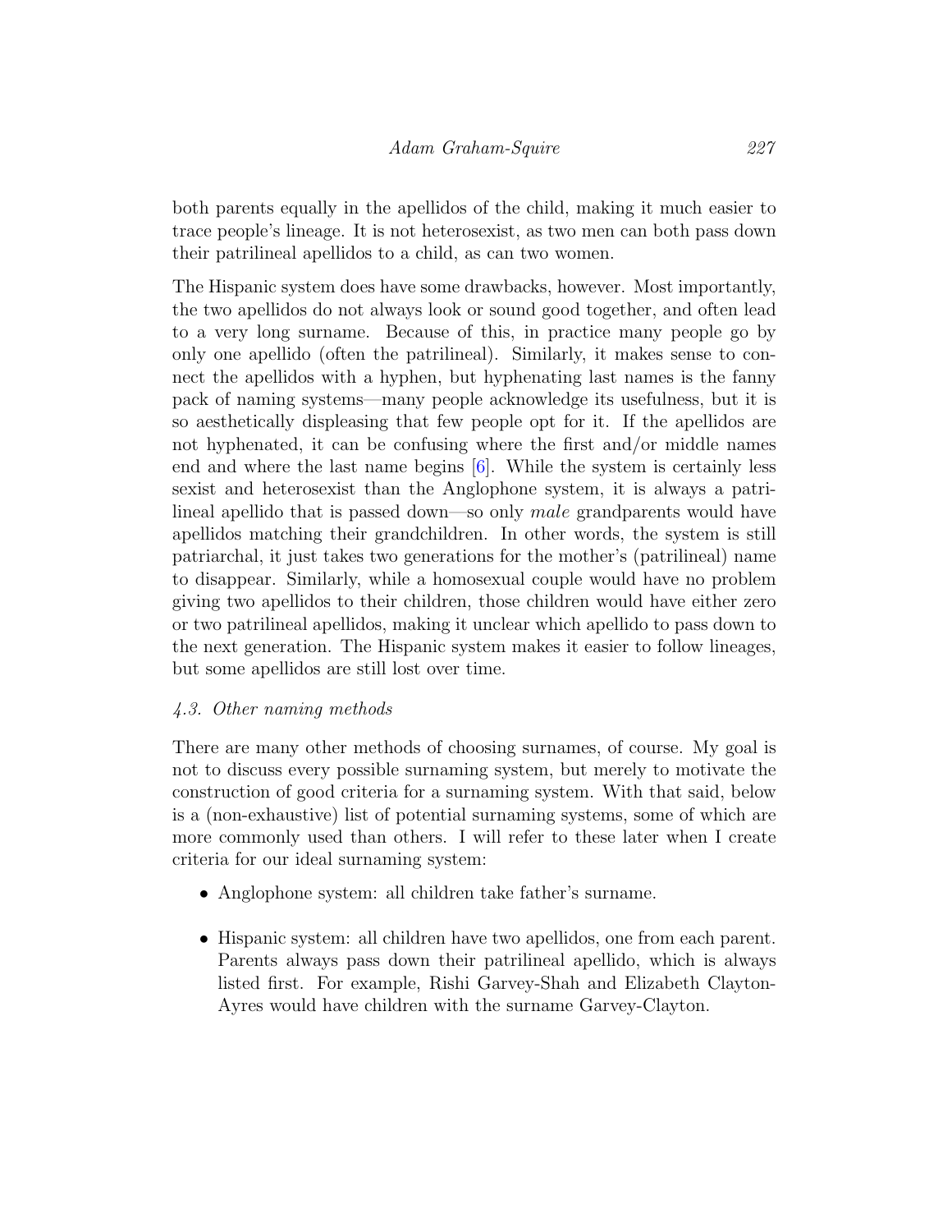both parents equally in the apellidos of the child, making it much easier to trace people's lineage. It is not heterosexist, as two men can both pass down their patrilineal apellidos to a child, as can two women.

The Hispanic system does have some drawbacks, however. Most importantly, the two apellidos do not always look or sound good together, and often lead to a very long surname. Because of this, in practice many people go by only one apellido (often the patrilineal). Similarly, it makes sense to connect the apellidos with a hyphen, but hyphenating last names is the fanny pack of naming systems—many people acknowledge its usefulness, but it is so aesthetically displeasing that few people opt for it. If the apellidos are not hyphenated, it can be confusing where the first and/or middle names end and where the last name begins [6]. While the system is certainly less sexist and heterosexist than the Anglophone system, it is always a patrilineal apellido that is passed down—so only *male* grandparents would have apellidos matching their grandchildren. In other words, the system is still patriarchal, it just takes two generations for the mother's (patrilineal) name to disappear. Similarly, while a homosexual couple would have no problem giving two apellidos to their children, those children would have either zero or two patrilineal apellidos, making it unclear which apellido to pass down to the next generation. The Hispanic system makes it easier to follow lineages, but some apellidos are still lost over time.

### *4.3. Other naming methods*

There are many other methods of choosing surnames, of course. My goal is not to discuss every possible surnaming system, but merely to motivate the construction of good criteria for a surnaming system. With that said, below is a (non-exhaustive) list of potential surnaming systems, some of which are more commonly used than others. I will refer to these later when I create criteria for our ideal surnaming system:

- Anglophone system: all children take father's surname.
- Hispanic system: all children have two apellidos, one from each parent. Parents always pass down their patrilineal apellido, which is always listed first. For example, Rishi Garvey-Shah and Elizabeth Clayton-Ayres would have children with the surname Garvey-Clayton.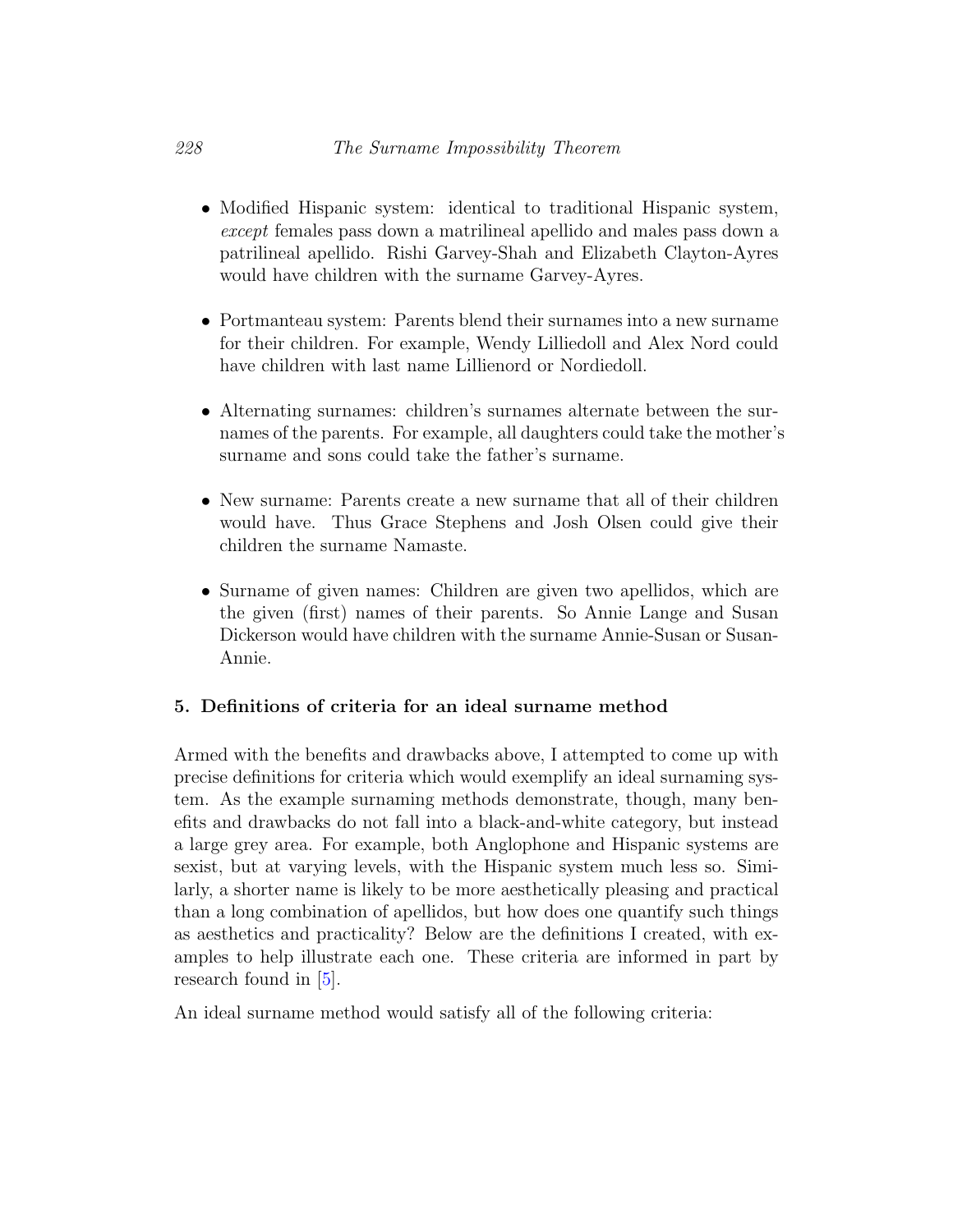- Modified Hispanic system: identical to traditional Hispanic system, *except* females pass down a matrilineal apellido and males pass down a patrilineal apellido. Rishi Garvey-Shah and Elizabeth Clayton-Ayres would have children with the surname Garvey-Ayres.

- Portmanteau system: Parents blend their surnames into a new surname for their children. For example, Wendy Lilliedoll and Alex Nord could have children with last name Lillienord or Nordiedoll.

- Alternating surnames: children's surnames alternate between the surnames of the parents. For example, all daughters could take the mother's surname and sons could take the father's surname.

- New surname: Parents create a new surname that all of their children would have. Thus Grace Stephens and Josh Olsen could give their children the surname Namaste.

- Surname of given names: Children are given two apellidos, which are the given (first) names of their parents. So Annie Lange and Susan Dickerson would have children with the surname Annie-Susan or Susan-Annie.

### 5. Definitions of criteria for an ideal surname method

Armed with the benefits and drawbacks above, I attempted to come up with precise definitions for criteria which would exemplify an ideal surnaming system. As the example surnaming methods demonstrate, though, many benefits and drawbacks do not fall into a black-and-white category, but instead a large grey area. For example, both Anglophone and Hispanic systems are sexist, but at varying levels, with the Hispanic system much less so. Similarly, a shorter name is likely to be more aesthetically pleasing and practical than a long combination of apellidos, but how does one quantify such things as aesthetics and practicality? Below are the definitions I created, with examples to help illustrate each one. These criteria are informed in part by research found in [5].

An ideal surname method would satisfy all of the following criteria: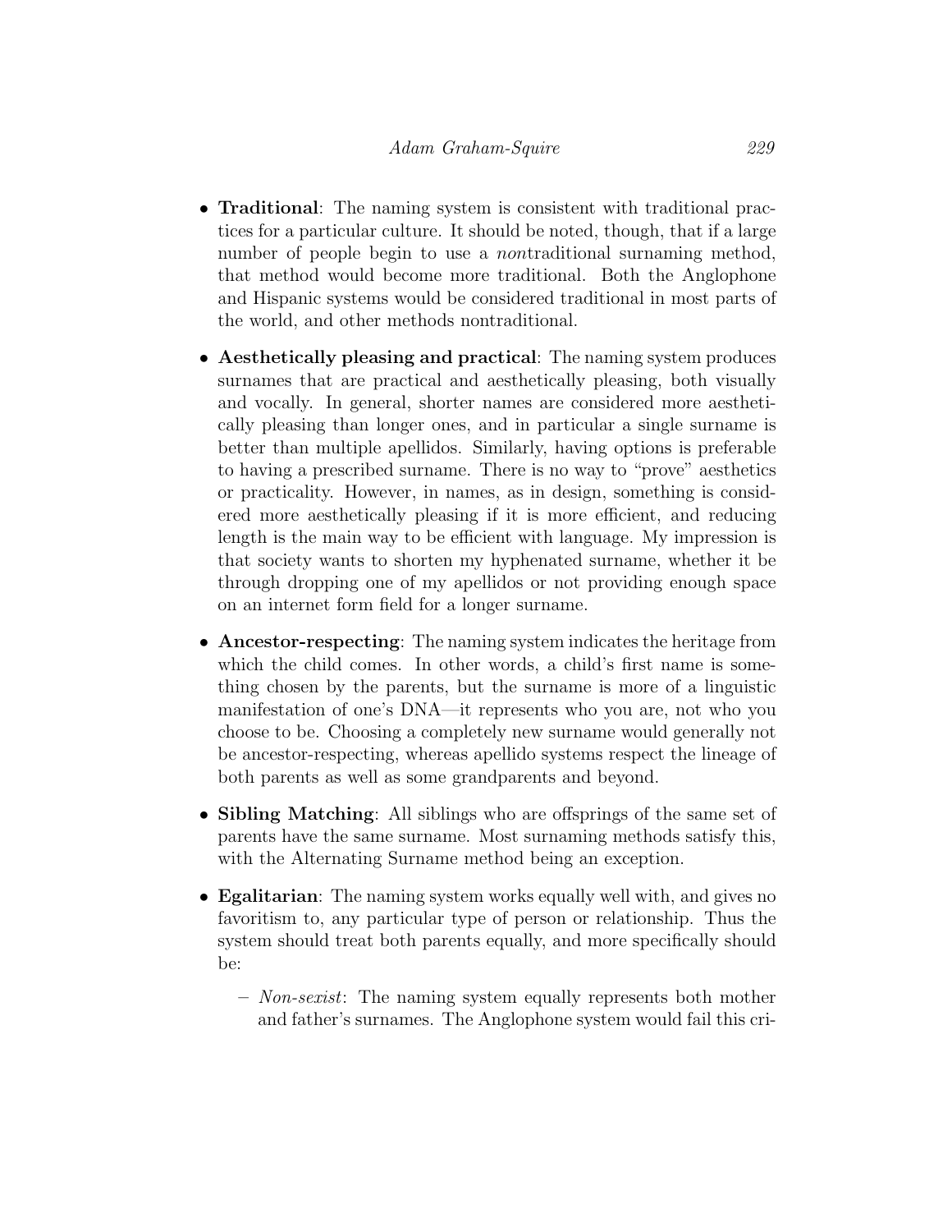- **Traditional**: The naming system is consistent with traditional practices for a particular culture. It should be noted, though, that if a large number of people begin to use a *non*traditional surnaming method, that method would become more traditional. Both the Anglophone and Hispanic systems would be considered traditional in most parts of the world, and other methods nontraditional.

- **Aesthetically pleasing and practical**: The naming system produces surnames that are practical and aesthetically pleasing, both visually and vocally. In general, shorter names are considered more aesthetically pleasing than longer ones, and in particular a single surname is better than multiple apellidos. Similarly, having options is preferable to having a prescribed surname. There is no way to "prove" aesthetics or practicality. However, in names, as in design, something is considered more aesthetically pleasing if it is more efficient, and reducing length is the main way to be efficient with language. My impression is that society wants to shorten my hyphenated surname, whether it be through dropping one of my apellidos or not providing enough space on an internet form field for a longer surname.

- **Ancestor-respecting**: The naming system indicates the heritage from which the child comes. In other words, a child's first name is something chosen by the parents, but the surname is more of a linguistic manifestation of one's DNA—it represents who you are, not who you choose to be. Choosing a completely new surname would generally not be ancestor-respecting, whereas apellido systems respect the lineage of both parents as well as some grandparents and beyond.

- **Sibling Matching**: All siblings who are offsprings of the same set of parents have the same surname. Most surnaming methods satisfy this, with the Alternating Surname method being an exception.

- **Egalitarian**: The naming system works equally well with, and gives no favoritism to, any particular type of person or relationship. Thus the system should treat both parents equally, and more specifically should be:

  - *Non-sexist*: The naming system equally represents both mother and father's surnames. The Anglophone system would fail this cri-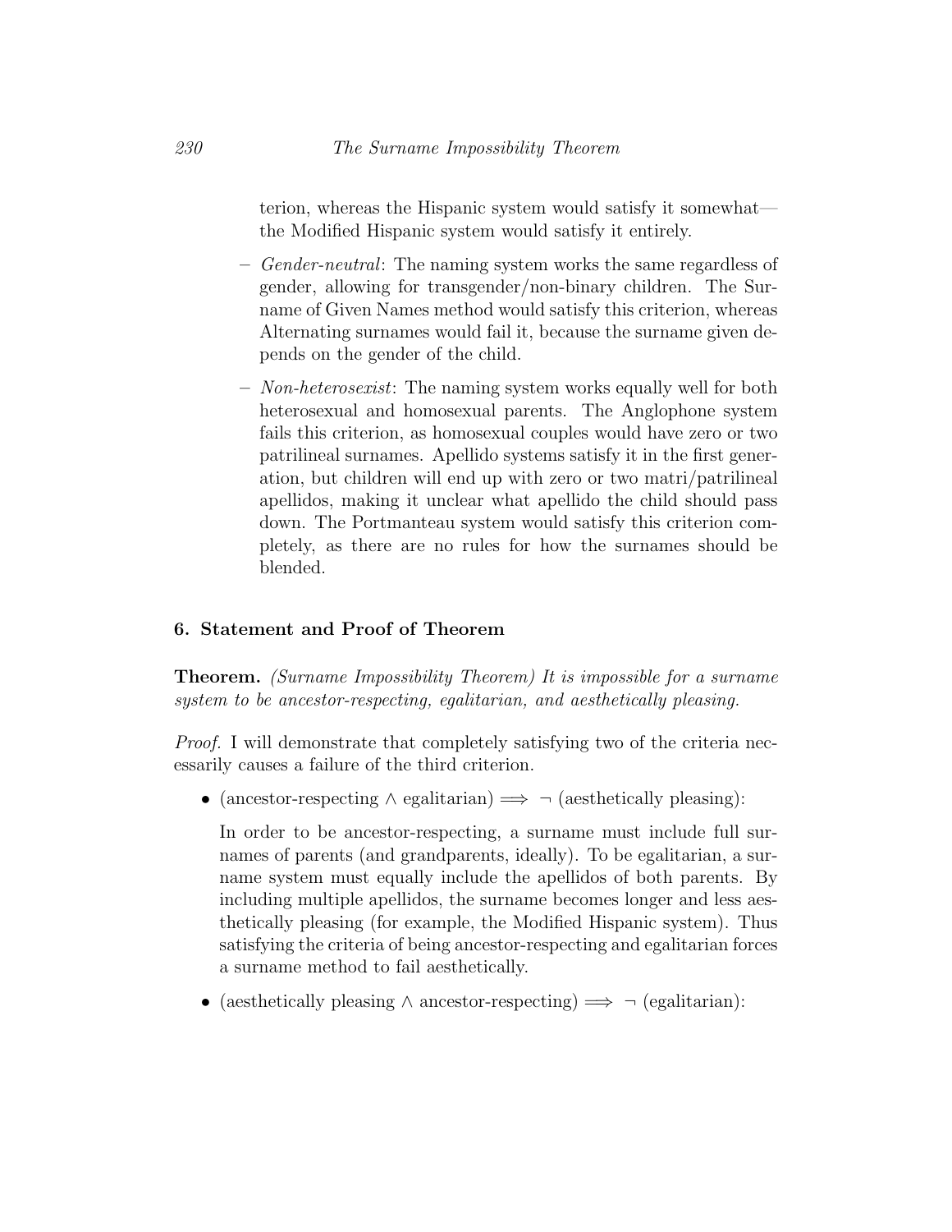terion, whereas the Hispanic system would satisfy it somewhat—the Modified Hispanic system would satisfy it entirely.

  - *Gender-neutral*: The naming system works the same regardless of gender, allowing for transgender/non-binary children. The Surname of Given Names method would satisfy this criterion, whereas Alternating surnames would fail it, because the surname given depends on the gender of the child.
  - *Non-heterosexist*: The naming system works equally well for both heterosexual and homosexual parents. The Anglophone system fails this criterion, as homosexual couples would have zero or two patrilineal surnames. Apellido systems satisfy it in the first generation, but children will end up with zero or two matri/patrilineal apellidos, making it unclear what apellido the child should pass down. The Portmanteau system would satisfy this criterion completely, as there are no rules for how the surnames should be blended.

## 6. Statement and Proof of Theorem

**Theorem.** *(Surname Impossibility Theorem) It is impossible for a surname system to be ancestor-respecting, egalitarian, and aesthetically pleasing.*

*Proof.* I will demonstrate that completely satisfying two of the criteria necessarily causes a failure of the third criterion.

- (ancestor-respecting $\wedge$ egalitarian) $\implies \neg$ (aesthetically pleasing):

  In order to be ancestor-respecting, a surname must include full surnames of parents (and grandparents, ideally). To be egalitarian, a surname system must equally include the apellidos of both parents. By including multiple apellidos, the surname becomes longer and less aesthetically pleasing (for example, the Modified Hispanic system). Thus satisfying the criteria of being ancestor-respecting and egalitarian forces a surname method to fail aesthetically.

- (aesthetically pleasing $\wedge$ ancestor-respecting) $\implies \neg$ (egalitarian):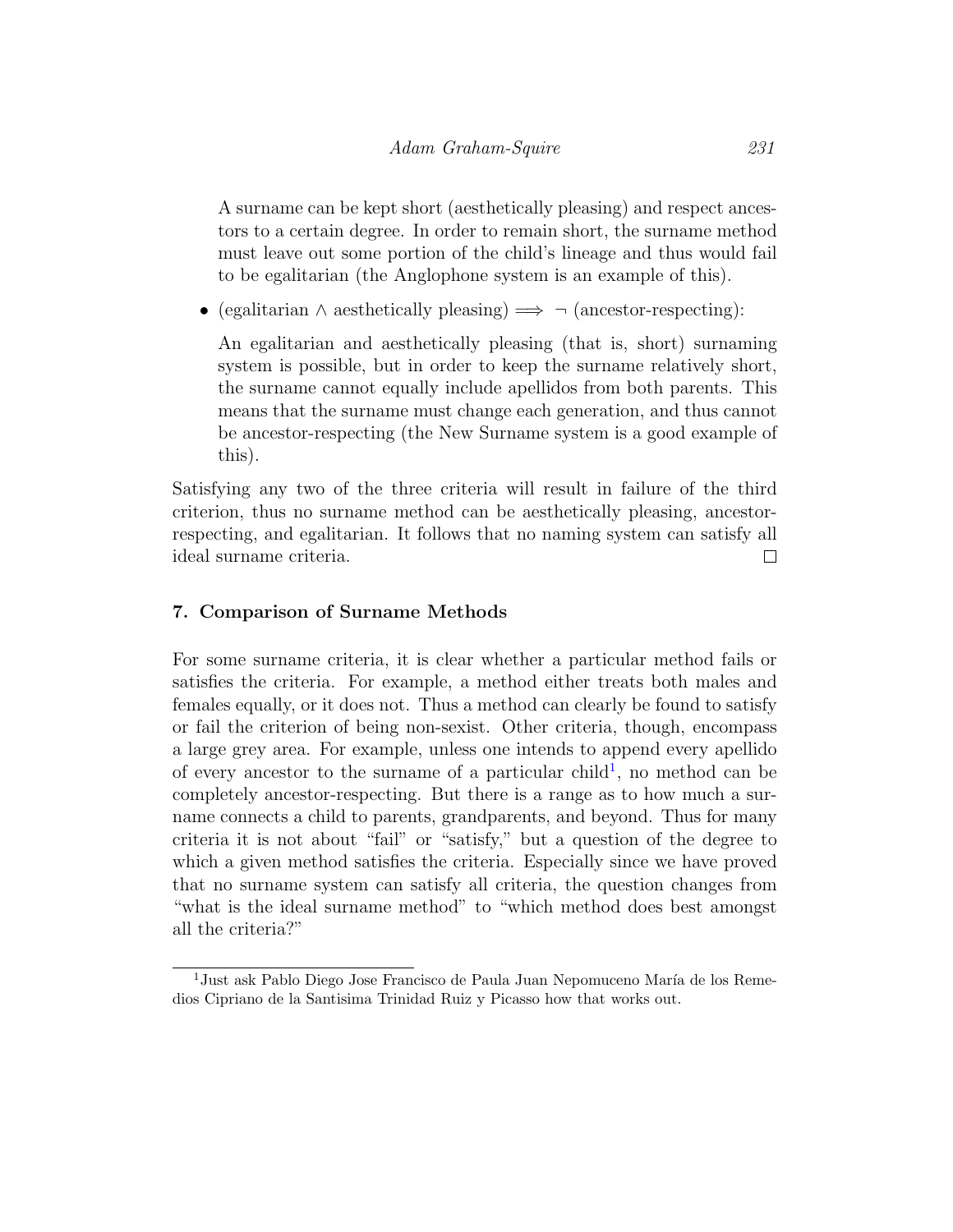A surname can be kept short (aesthetically pleasing) and respect ancestors to a certain degree. In order to remain short, the surname method must leave out some portion of the child's lineage and thus would fail to be egalitarian (the Anglophone system is an example of this).

- (egalitarian $\wedge$ aesthetically pleasing) $\implies$ $\neg$ (ancestor-respecting):

  An egalitarian and aesthetically pleasing (that is, short) surnaming system is possible, but in order to keep the surname relatively short, the surname cannot equally include apellidos from both parents. This means that the surname must change each generation, and thus cannot be ancestor-respecting (the New Surname system is a good example of this).

Satisfying any two of the three criteria will result in failure of the third criterion, thus no surname method can be aesthetically pleasing, ancestor-respecting, and egalitarian. It follows that no naming system can satisfy all ideal surname criteria. $\square$

## 7. Comparison of Surname Methods

For some surname criteria, it is clear whether a particular method fails or satisfies the criteria. For example, a method either treats both males and females equally, or it does not. Thus a method can clearly be found to satisfy or fail the criterion of being non-sexist. Other criteria, though, encompass a large grey area. For example, unless one intends to append every apellido of every ancestor to the surname of a particular child[1], no method can be completely ancestor-respecting. But there is a range as to how much a surname connects a child to parents, grandparents, and beyond. Thus for many criteria it is not about "fail" or "satisfy," but a question of the degree to which a given method satisfies the criteria. Especially since we have proved that no surname system can satisfy all criteria, the question changes from "what is the ideal surname method" to "which method does best amongst all the criteria?"

[1] Just ask Pablo Diego Jose Francisco de Paula Juan Nepomuceno María de los Remedios Cipriano de la Santisima Trinidad Ruiz y Picasso how that works out.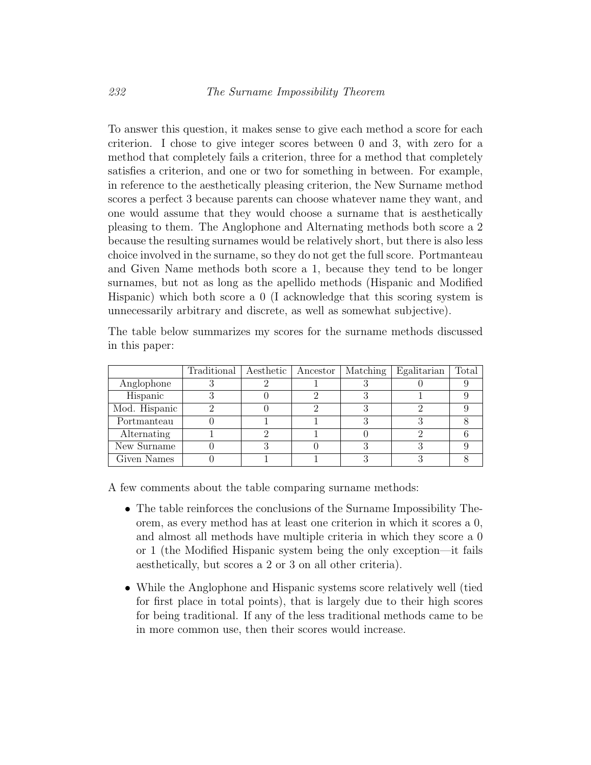To answer this question, it makes sense to give each method a score for each criterion. I chose to give integer scores between 0 and 3, with zero for a method that completely fails a criterion, three for a method that completely satisfies a criterion, and one or two for something in between. For example, in reference to the aesthetically pleasing criterion, the New Surname method scores a perfect 3 because parents can choose whatever name they want, and one would assume that they would choose a surname that is aesthetically pleasing to them. The Anglophone and Alternating methods both score a 2 because the resulting surnames would be relatively short, but there is also less choice involved in the surname, so they do not get the full score. Portmanteau and Given Name methods both score a 1, because they tend to be longer surnames, but not as long as the apellido methods (Hispanic and Modified Hispanic) which both score a 0 (I acknowledge that this scoring system is unnecessarily arbitrary and discrete, as well as somewhat subjective).

The table below summarizes my scores for the surname methods discussed in this paper:

| | Traditional | Aesthetic | Ancestor | Matching | Egalitarian | Total |
|---|---|---|---|---|---|---|
| Anglophone | 3 | 2 | 1 | 3 | 0 | 9 |
| Hispanic | 3 | 0 | 2 | 3 | 1 | 9 |
| Mod. Hispanic | 2 | 0 | 2 | 3 | 2 | 9 |
| Portmanteau | 0 | 1 | 1 | 3 | 3 | 8 |
| Alternating | 1 | 2 | 1 | 0 | 2 | 6 |
| New Surname | 0 | 3 | 0 | 3 | 3 | 9 |
| Given Names | 0 | 1 | 1 | 3 | 3 | 8 |

A few comments about the table comparing surname methods:

- The table reinforces the conclusions of the Surname Impossibility Theorem, as every method has at least one criterion in which it scores a 0, and almost all methods have multiple criteria in which they score a 0 or 1 (the Modified Hispanic system being the only exception—it fails aesthetically, but scores a 2 or 3 on all other criteria).
- While the Anglophone and Hispanic systems score relatively well (tied for first place in total points), that is largely due to their high scores for being traditional. If any of the less traditional methods came to be in more common use, then their scores would increase.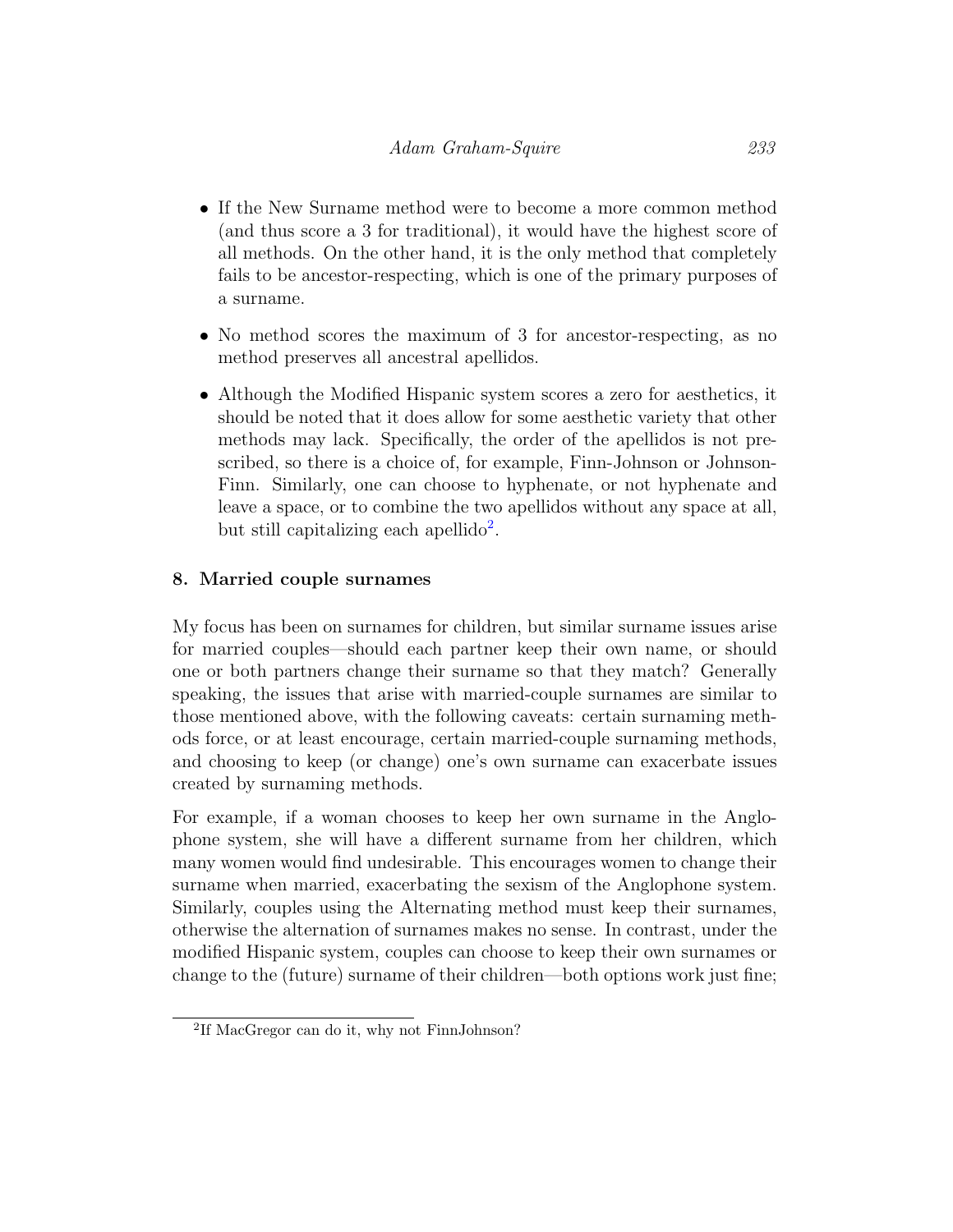- If the New Surname method were to become a more common method (and thus score a 3 for traditional), it would have the highest score of all methods. On the other hand, it is the only method that completely fails to be ancestor-respecting, which is one of the primary purposes of a surname.
- No method scores the maximum of 3 for ancestor-respecting, as no method preserves all ancestral apellidos.
- Although the Modified Hispanic system scores a zero for aesthetics, it should be noted that it does allow for some aesthetic variety that other methods may lack. Specifically, the order of the apellidos is not prescribed, so there is a choice of, for example, Finn-Johnson or Johnson-Finn. Similarly, one can choose to hyphenate, or not hyphenate and leave a space, or to combine the two apellidos without any space at all, but still capitalizing each apellido[2].

## 8. Married couple surnames

My focus has been on surnames for children, but similar surname issues arise for married couples—should each partner keep their own name, or should one or both partners change their surname so that they match? Generally speaking, the issues that arise with married-couple surnames are similar to those mentioned above, with the following caveats: certain surnaming methods force, or at least encourage, certain married-couple surnaming methods, and choosing to keep (or change) one's own surname can exacerbate issues created by surnaming methods.

For example, if a woman chooses to keep her own surname in the Anglophone system, she will have a different surname from her children, which many women would find undesirable. This encourages women to change their surname when married, exacerbating the sexism of the Anglophone system. Similarly, couples using the Alternating method must keep their surnames, otherwise the alternation of surnames makes no sense. In contrast, under the modified Hispanic system, couples can choose to keep their own surnames or change to the (future) surname of their children—both options work just fine;

[2] If MacGregor can do it, why not FinnJohnson?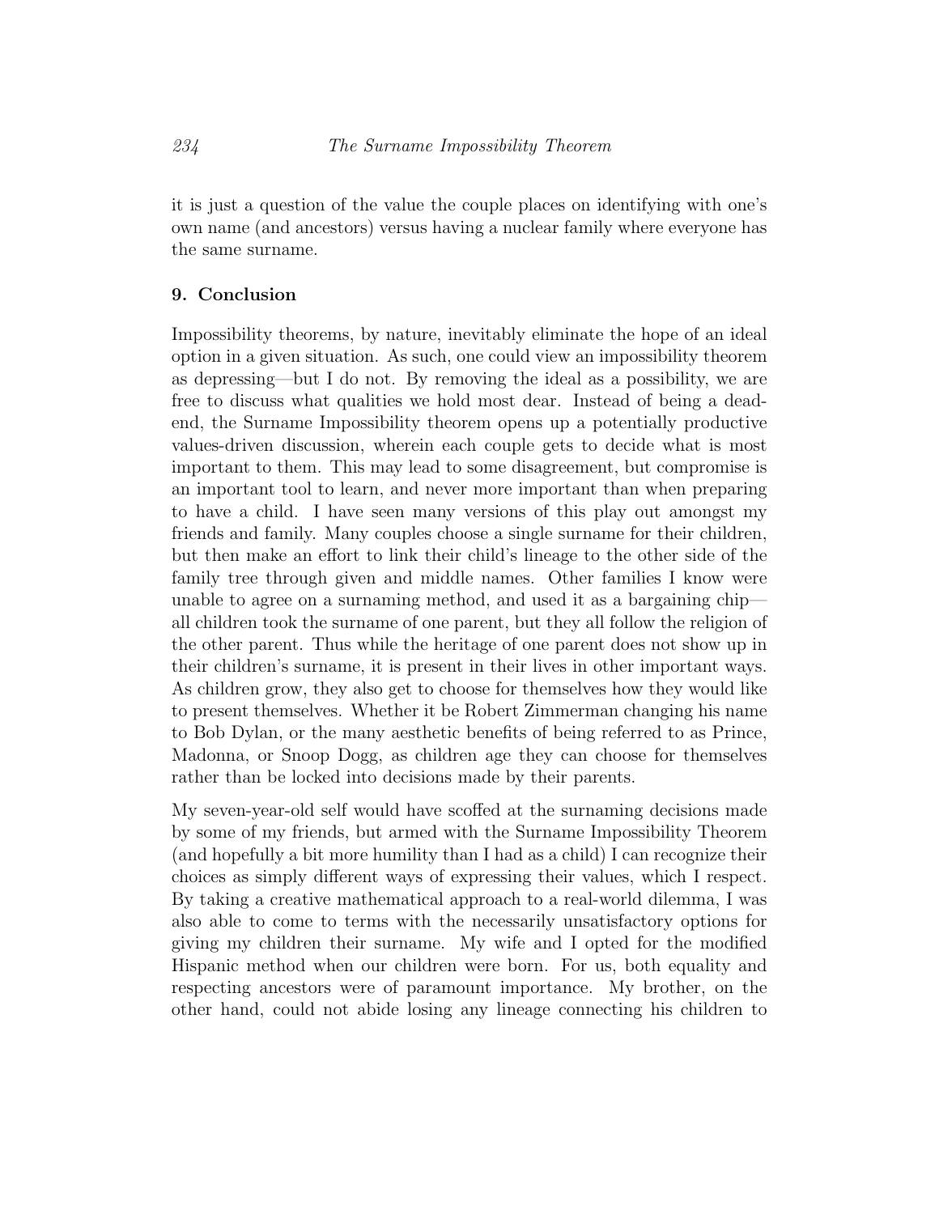it is just a question of the value the couple places on identifying with one's own name (and ancestors) versus having a nuclear family where everyone has the same surname.

## 9. Conclusion

Impossibility theorems, by nature, inevitably eliminate the hope of an ideal option in a given situation. As such, one could view an impossibility theorem as depressing—but I do not. By removing the ideal as a possibility, we are free to discuss what qualities we hold most dear. Instead of being a dead-end, the Surname Impossibility theorem opens up a potentially productive values-driven discussion, wherein each couple gets to decide what is most important to them. This may lead to some disagreement, but compromise is an important tool to learn, and never more important than when preparing to have a child. I have seen many versions of this play out amongst my friends and family. Many couples choose a single surname for their children, but then make an effort to link their child's lineage to the other side of the family tree through given and middle names. Other families I know were unable to agree on a surnaming method, and used it as a bargaining chip—all children took the surname of one parent, but they all follow the religion of the other parent. Thus while the heritage of one parent does not show up in their children's surname, it is present in their lives in other important ways. As children grow, they also get to choose for themselves how they would like to present themselves. Whether it be Robert Zimmerman changing his name to Bob Dylan, or the many aesthetic benefits of being referred to as Prince, Madonna, or Snoop Dogg, as children age they can choose for themselves rather than be locked into decisions made by their parents.

My seven-year-old self would have scoffed at the surnaming decisions made by some of my friends, but armed with the Surname Impossibility Theorem (and hopefully a bit more humility than I had as a child) I can recognize their choices as simply different ways of expressing their values, which I respect. By taking a creative mathematical approach to a real-world dilemma, I was also able to come to terms with the necessarily unsatisfactory options for giving my children their surname. My wife and I opted for the modified Hispanic method when our children were born. For us, both equality and respecting ancestors were of paramount importance. My brother, on the other hand, could not abide losing any lineage connecting his children to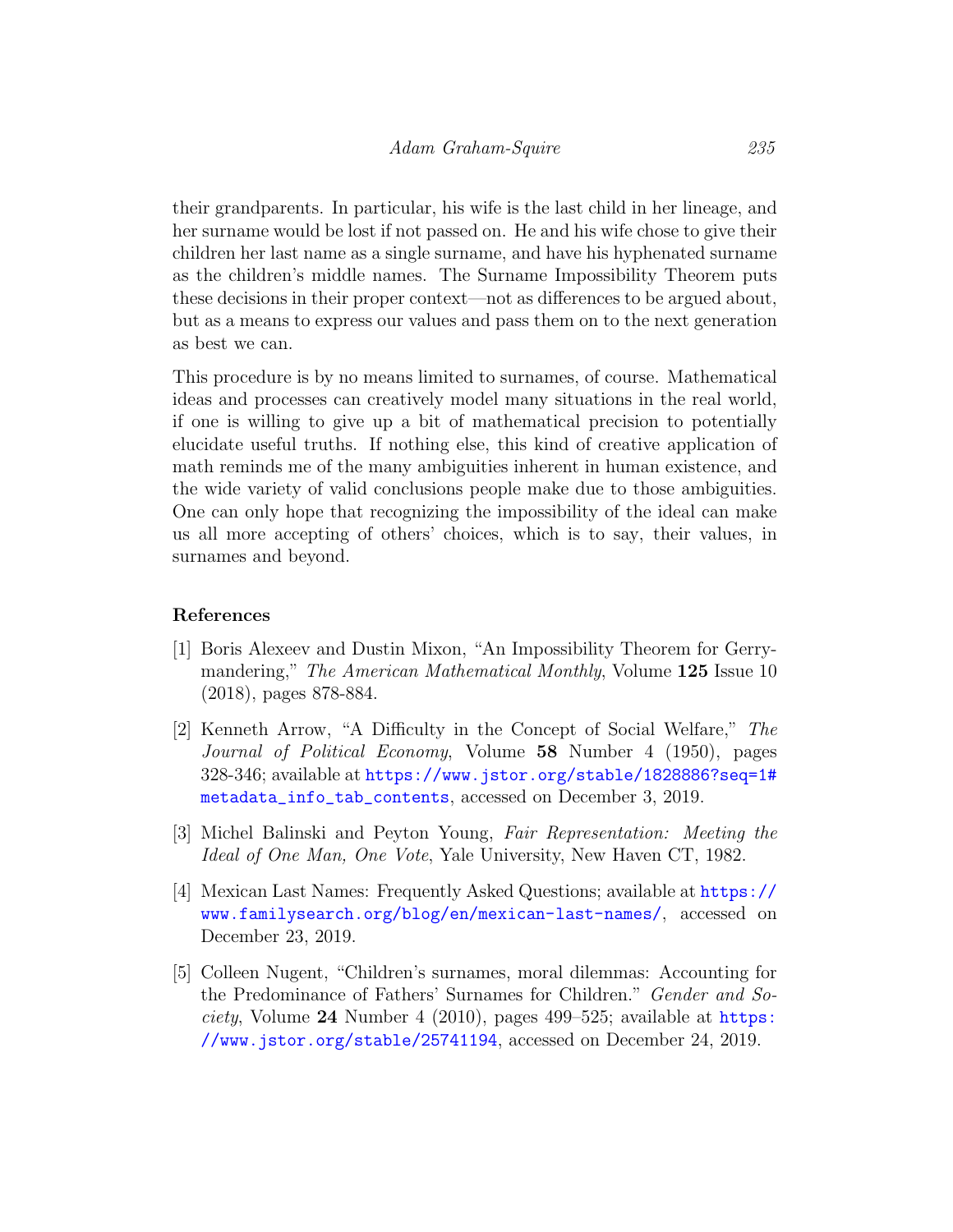their grandparents. In particular, his wife is the last child in her lineage, and her surname would be lost if not passed on. He and his wife chose to give their children her last name as a single surname, and have his hyphenated surname as the children's middle names. The Surname Impossibility Theorem puts these decisions in their proper context—not as differences to be argued about, but as a means to express our values and pass them on to the next generation as best we can.

This procedure is by no means limited to surnames, of course. Mathematical ideas and processes can creatively model many situations in the real world, if one is willing to give up a bit of mathematical precision to potentially elucidate useful truths. If nothing else, this kind of creative application of math reminds me of the many ambiguities inherent in human existence, and the wide variety of valid conclusions people make due to those ambiguities. One can only hope that recognizing the impossibility of the ideal can make us all more accepting of others' choices, which is to say, their values, in surnames and beyond.

## References

[1] Boris Alexeev and Dustin Mixon, "An Impossibility Theorem for Gerrymandering," *The American Mathematical Monthly*, Volume **125** Issue 10 (2018), pages 878-884.

[2] Kenneth Arrow, "A Difficulty in the Concept of Social Welfare," *The Journal of Political Economy*, Volume **58** Number 4 (1950), pages 328-346; available at https://www.jstor.org/stable/1828886?seq=1#metadata_info_tab_contents, accessed on December 3, 2019.

[3] Michel Balinski and Peyton Young, *Fair Representation: Meeting the Ideal of One Man, One Vote*, Yale University, New Haven CT, 1982.

[4] Mexican Last Names: Frequently Asked Questions; available at https://www.familysearch.org/blog/en/mexican-last-names/, accessed on December 23, 2019.

[5] Colleen Nugent, "Children's surnames, moral dilemmas: Accounting for the Predominance of Fathers' Surnames for Children." *Gender and Society*, Volume **24** Number 4 (2010), pages 499–525; available at https://www.jstor.org/stable/25741194, accessed on December 24, 2019.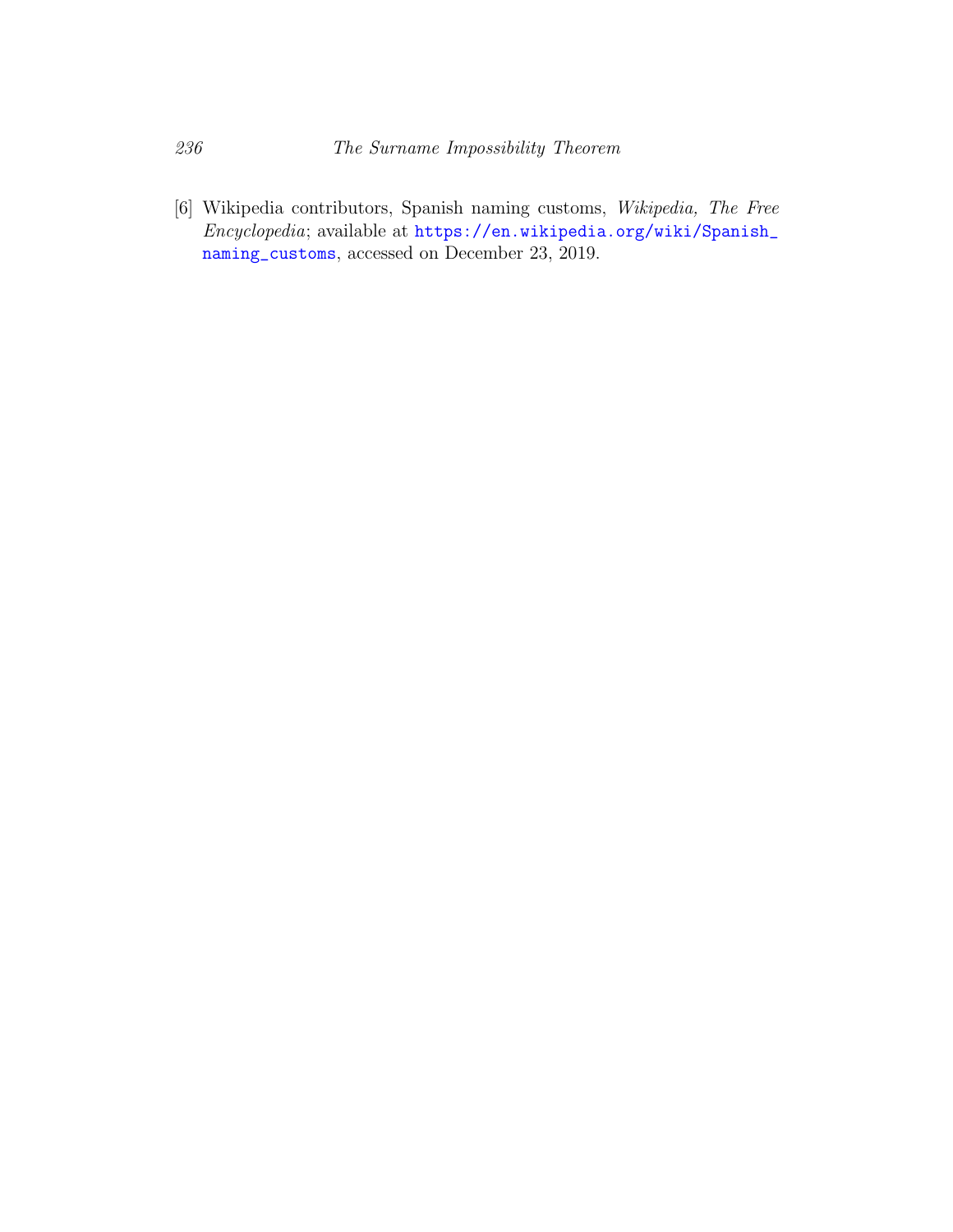[6] Wikipedia contributors, Spanish naming customs, *Wikipedia, The Free Encyclopedia*; available at https://en.wikipedia.org/wiki/Spanish_naming_customs, accessed on December 23, 2019.